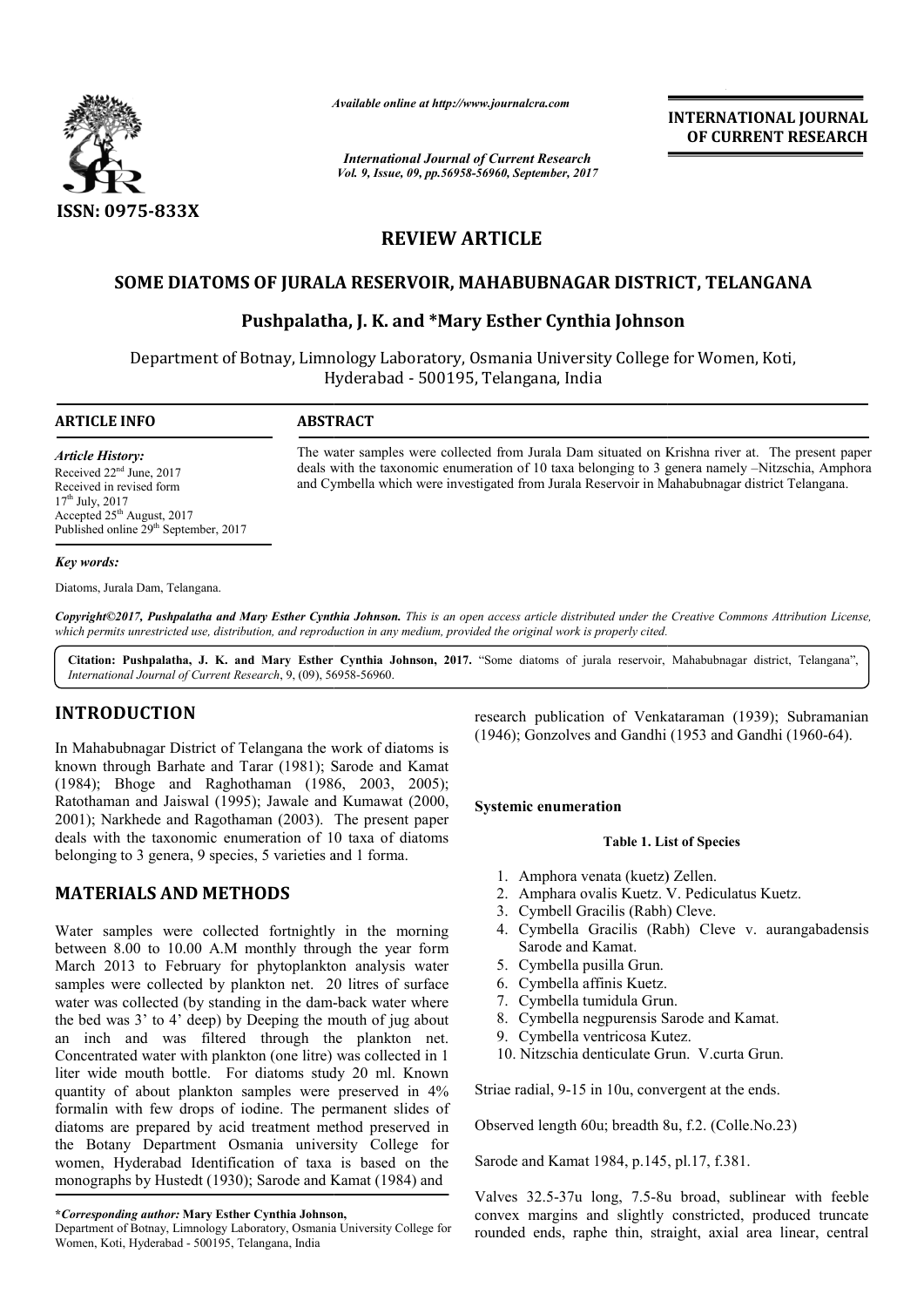*Available online at http://www.journalcra.com*

*International Journal of Current Research*
*Vol. 9, Issue, 09, pp.56958-56960, September, 2017*

**INTERNATIONAL JOURNAL OF CURRENT RESEARCH**

**ISSN: 0975-833X**

## REVIEW ARTICLE

# SOME DIATOMS OF JURALA RESERVOIR, MAHABUBNAGAR DISTRICT, TELANGANA

### Pushpalatha, J. K. and *Mary Esther Cynthia Johnson

Department of Botnay, Limnology Laboratory, Osmania University College for Women, Koti, Hyderabad - 500195, Telangana, India

**ARTICLE INFO**

*Article History:*
Received 22nd June, 2017
Received in revised form
17th July, 2017
Accepted 25th August, 2017
Published online 29th September, 2017

*Key words:*
Diatoms, Jurala Dam, Telangana.

**ABSTRACT**

The water samples were collected from Jurala Dam situated on Krishna river at. The present paper deals with the taxonomic enumeration of 10 taxa belonging to 3 genera namely –Nitzschia, Amphora and Cymbella which were investigated from Jurala Reservoir in Mahabubnagar district Telangana.

*Copyright©2017, Pushpalatha and Mary Esther Cynthia Johnson. This is an open access article distributed under the Creative Commons Attribution License, which permits unrestricted use, distribution, and reproduction in any medium, provided the original work is properly cited.*

**Citation: Pushpalatha, J. K. and Mary Esther Cynthia Johnson, 2017.** "Some diatoms of jurala reservoir, Mahabubnagar district, Telangana", *International Journal of Current Research*, 9, (09), 56958-56960.

## INTRODUCTION

In Mahabubnagar District of Telangana the work of diatoms is known through Barhate and Tarar (1981); Sarode and Kamat (1984); Bhoge and Raghothaman (1986, 2003, 2005); Ratothaman and Jaiswal (1995); Jawale and Kumawat (2000, 2001); Narkhede and Ragothaman (2003). The present paper deals with the taxonomic enumeration of 10 taxa of diatoms belonging to 3 genera, 9 species, 5 varieties and 1 forma.

## MATERIALS AND METHODS

Water samples were collected fortnightly in the morning between 8.00 to 10.00 A.M monthly through the year form March 2013 to February for phytoplankton analysis water samples were collected by plankton net. 20 litres of surface water was collected (by standing in the dam-back water where the bed was 3' to 4' deep) by Deeping the mouth of jug about an inch and was filtered through the plankton net. Concentrated water with plankton (one litre) was collected in 1 liter wide mouth bottle. For diatoms study 20 ml. Known quantity of about plankton samples were preserved in 4% formalin with few drops of iodine. The permanent slides of diatoms are prepared by acid treatment method preserved in the Botany Department Osmania university College for women, Hyderabad Identification of taxa is based on the monographs by Hustedt (1930); Sarode and Kamat (1984) and research publication of Venkataraman (1939); Subramanian (1946); Gonzolves and Gandhi (1953 and Gandhi (1960-64).

**Systemic enumeration**

**Table 1. List of Species**

1. Amphora venata (kuetz) Zellen.
2. Amphara ovalis Kuetz. V. Pediculatus Kuetz.
3. Cymbell Gracilis (Rabh) Cleve.
4. Cymbella Gracilis (Rabh) Cleve v. aurangabadensis Sarode and Kamat.
5. Cymbella pusilla Grun.
6. Cymbella affinis Kuetz.
7. Cymbella tumidula Grun.
8. Cymbella negpurensis Sarode and Kamat.
9. Cymbella ventricosa Kutez.
10. Nitzschia denticulate Grun. V.curta Grun.

Striae radial, 9-15 in 10u, convergent at the ends.

Observed length 60u; breadth 8u, f.2. (Colle.No.23)

Sarode and Kamat 1984, p.145, pl.17, f.381.

Valves 32.5-37u long, 7.5-8u broad, sublinear with feeble convex margins and slightly constricted, produced truncate rounded ends, raphe thin, straight, axial area linear, central

**\*Corresponding author:** Mary Esther Cynthia Johnson,
Department of Botnay, Limnology Laboratory, Osmania University College for Women, Koti, Hyderabad - 500195, Telangana, India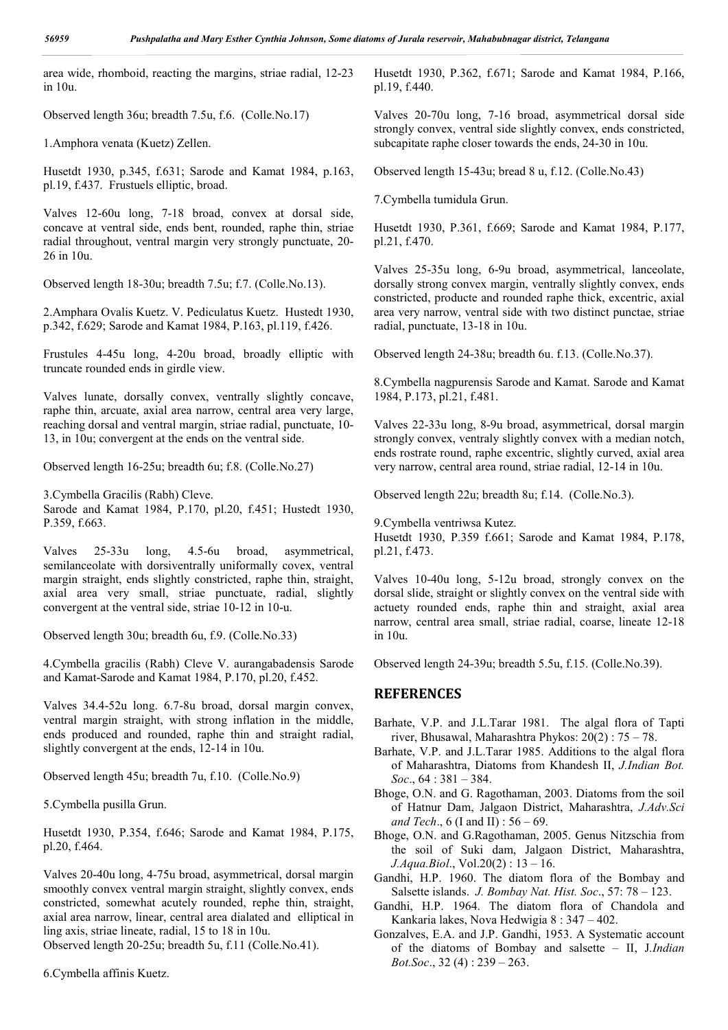area wide, rhomboid, reacting the margins, striae radial, 12-23 in 10u.

Observed length 36u; breadth 7.5u, f.6. (Colle.No.17)

1.Amphora venata (Kuetz) Zellen.

Husetdt 1930, p.345, f.631; Sarode and Kamat 1984, p.163, pl.19, f.437. Frustuels elliptic, broad.

Valves 12-60u long, 7-18 broad, convex at dorsal side, concave at ventral side, ends bent, rounded, raphe thin, striae radial throughout, ventral margin very strongly punctuate, 20-26 in 10u.

Observed length 18-30u; breadth 7.5u; f.7. (Colle.No.13).

2.Amphara Ovalis Kuetz. V. Pediculatus Kuetz. Hustedt 1930, p.342, f.629; Sarode and Kamat 1984, P.163, pl.119, f.426.

Frustules 4-45u long, 4-20u broad, broadly elliptic with truncate rounded ends in girdle view.

Valves lunate, dorsally convex, ventrally slightly concave, raphe thin, arcuate, axial area narrow, central area very large, reaching dorsal and ventral margin, striae radial, punctuate, 10-13, in 10u; convergent at the ends on the ventral side.

Observed length 16-25u; breadth 6u; f.8. (Colle.No.27)

3.Cymbella Gracilis (Rabh) Cleve.
Sarode and Kamat 1984, P.170, pl.20, f.451; Hustedt 1930, P.359, f.663.

Valves 25-33u long, 4.5-6u broad, asymmetrical, semilanceolate with dorsiventrally uniformally covex, ventral margin straight, ends slightly constricted, raphe thin, straight, axial area very small, striae punctuate, radial, slightly convergent at the ventral side, striae 10-12 in 10-u.

Observed length 30u; breadth 6u, f.9. (Colle.No.33)

4.Cymbella gracilis (Rabh) Cleve V. aurangabadensis Sarode and Kamat-Sarode and Kamat 1984, P.170, pl.20, f.452.

Valves 34.4-52u long. 6.7-8u broad, dorsal margin convex, ventral margin straight, with strong inflation in the middle, ends produced and rounded, raphe thin and straight radial, slightly convergent at the ends, 12-14 in 10u.

Observed length 45u; breadth 7u, f.10. (Colle.No.9)

5.Cymbella pusilla Grun.

Husetdt 1930, P.354, f.646; Sarode and Kamat 1984, P.175, pl.20, f.464.

Valves 20-40u long, 4-75u broad, asymmetrical, dorsal margin smoothly convex ventral margin straight, slightly convex, ends constricted, somewhat acutely rounded, rephe thin, straight, axial area narrow, linear, central area dialated and elliptical in ling axis, striae lineate, radial, 15 to 18 in 10u.
Observed length 20-25u; breadth 5u, f.11 (Colle.No.41).

6.Cymbella affinis Kuetz.

Husetdt 1930, P.362, f.671; Sarode and Kamat 1984, P.166, pl.19, f.440.

Valves 20-70u long, 7-16 broad, asymmetrical dorsal side strongly convex, ventral side slightly convex, ends constricted, subcapitate raphe closer towards the ends, 24-30 in 10u.

Observed length 15-43u; bread 8 u, f.12. (Colle.No.43)

7.Cymbella tumidula Grun.

Husetdt 1930, P.361, f.669; Sarode and Kamat 1984, P.177, pl.21, f.470.

Valves 25-35u long, 6-9u broad, asymmetrical, lanceolate, dorsally strong convex margin, ventrally slightly convex, ends constricted, producte and rounded raphe thick, excentric, axial area very narrow, ventral side with two distinct punctae, striae radial, punctuate, 13-18 in 10u.

Observed length 24-38u; breadth 6u. f.13. (Colle.No.37).

8.Cymbella nagpurensis Sarode and Kamat. Sarode and Kamat 1984, P.173, pl.21, f.481.

Valves 22-33u long, 8-9u broad, asymmetrical, dorsal margin strongly convex, ventraly slightly convex with a median notch, ends rostrate round, raphe excentric, slightly curved, axial area very narrow, central area round, striae radial, 12-14 in 10u.

Observed length 22u; breadth 8u; f.14. (Colle.No.3).

9.Cymbella ventriwsa Kutez.
Husetdt 1930, P.359 f.661; Sarode and Kamat 1984, P.178, pl.21, f.473.

Valves 10-40u long, 5-12u broad, strongly convex on the dorsal slide, straight or slightly convex on the ventral side with actuety rounded ends, raphe thin and straight, axial area narrow, central area small, striae radial, coarse, lineate 12-18 in 10u.

Observed length 24-39u; breadth 5.5u, f.15. (Colle.No.39).

## REFERENCES

- Barhate, V.P. and J.L.Tarar 1981. The algal flora of Tapti river, Bhusawal, Maharashtra Phykos: 20(2) : 75 – 78.
- Barhate, V.P. and J.L.Tarar 1985. Additions to the algal flora of Maharashtra, Diatoms from Khandesh II, *J.Indian Bot. Soc*., 64 : 381 – 384.
- Bhoge, O.N. and G. Ragothaman, 2003. Diatoms from the soil of Hatnur Dam, Jalgaon District, Maharashtra, *J.Adv.Sci and Tech*., 6 (I and II) : 56 – 69.
- Bhoge, O.N. and G.Ragothaman, 2005. Genus Nitzschia from the soil of Suki dam, Jalgaon District, Maharashtra, *J.Aqua.Biol*., Vol.20(2) : 13 – 16.
- Gandhi, H.P. 1960. The diatom flora of the Bombay and Salsette islands. *J. Bombay Nat. Hist. Soc*., 57: 78 – 123.
- Gandhi, H.P. 1964. The diatom flora of Chandola and Kankaria lakes, Nova Hedwigia 8 : 347 – 402.
- Gonzalves, E.A. and J.P. Gandhi, 1953. A Systematic account of the diatoms of Bombay and salsette – II, J.*Indian Bot.Soc*., 32 (4) : 239 – 263.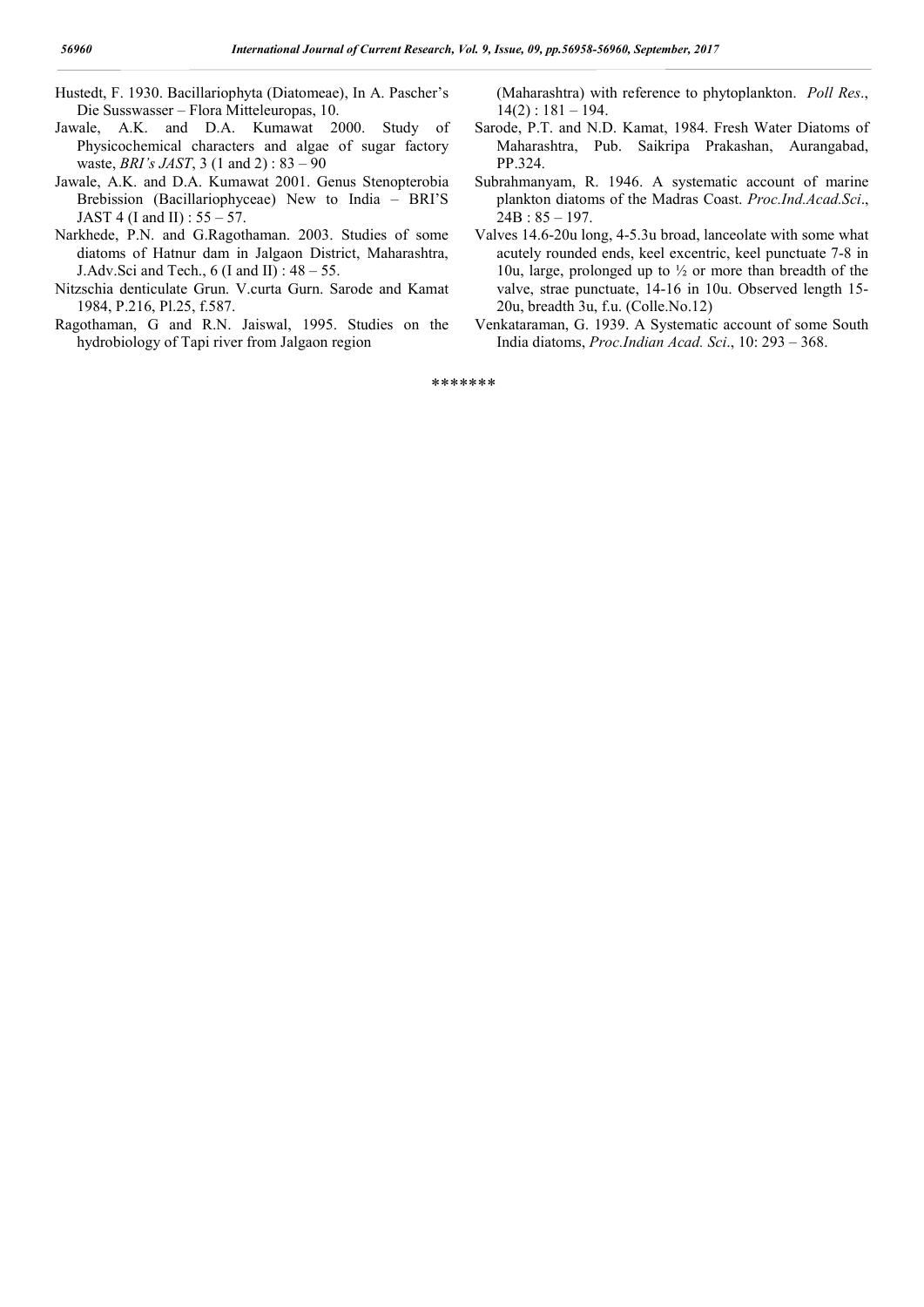Hustedt, F. 1930. Bacillariophyta (Diatomeae), In A. Pascher's Die Susswasser – Flora Mitteleuropas, 10.

Jawale, A.K. and D.A. Kumawat 2000. Study of Physicochemical characters and algae of sugar factory waste, *BRI's JAST*, 3 (1 and 2) : 83 – 90

Jawale, A.K. and D.A. Kumawat 2001. Genus Stenopterobia Brebission (Bacillariophyceae) New to India – BRI'S JAST 4 (I and II) : 55 – 57.

Narkhede, P.N. and G.Ragothaman. 2003. Studies of some diatoms of Hatnur dam in Jalgaon District, Maharashtra, J.Adv.Sci and Tech., 6 (I and II) : 48 – 55.

Nitzschia denticulate Grun. V.curta Gurn. Sarode and Kamat 1984, P.216, Pl.25, f.587.

Ragothaman, G and R.N. Jaiswal, 1995. Studies on the hydrobiology of Tapi river from Jalgaon region (Maharashtra) with reference to phytoplankton. *Poll Res*., 14(2) : 181 – 194.

Sarode, P.T. and N.D. Kamat, 1984. Fresh Water Diatoms of Maharashtra, Pub. Saikripa Prakashan, Aurangabad, PP.324.

Subrahmanyam, R. 1946. A systematic account of marine plankton diatoms of the Madras Coast. *Proc.Ind.Acad.Sci*., 24B : 85 – 197.

Valves 14.6-20u long, 4-5.3u broad, lanceolate with some what acutely rounded ends, keel excentric, keel punctuate 7-8 in 10u, large, prolonged up to ½ or more than breadth of the valve, strae punctuate, 14-16 in 10u. Observed length 15-20u, breadth 3u, f.u. (Colle.No.12)

Venkataraman, G. 1939. A Systematic account of some South India diatoms, *Proc.Indian Acad. Sci*., 10: 293 – 368.

*******